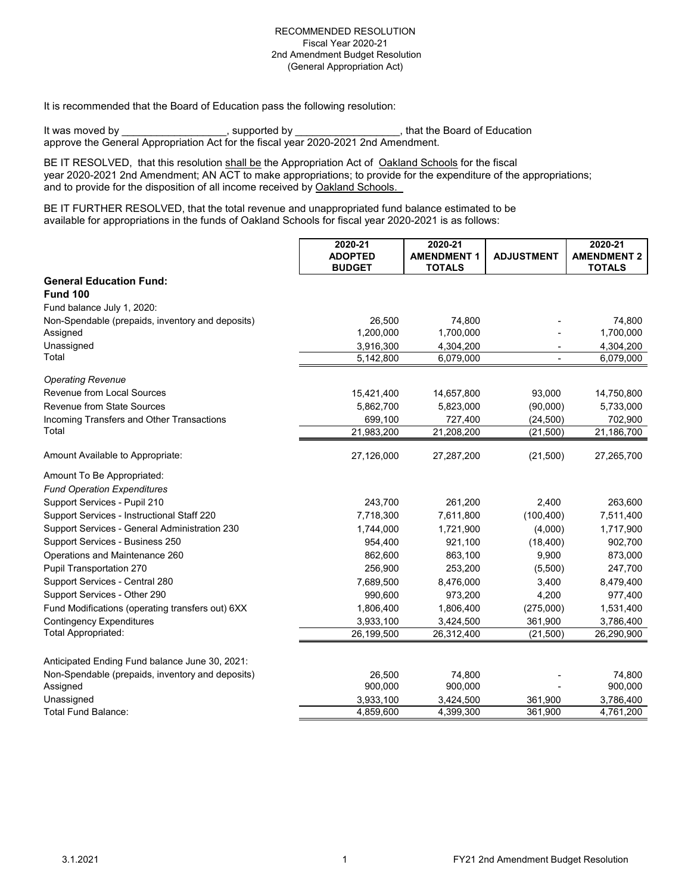RECOMMENDED RESOLUTION
Fiscal Year 2020-21
2nd Amendment Budget Resolution
(General Appropriation Act)

It is recommended that the Board of Education pass the following resolution:

It was moved by __________________, supported by __________________, that the Board of Education approve the General Appropriation Act for the fiscal year 2020-2021 2nd Amendment.

BE IT RESOLVED, that this resolution shall be the Appropriation Act of Oakland Schools for the fiscal year 2020-2021 2nd Amendment; AN ACT to make appropriations; to provide for the expenditure of the appropriations; and to provide for the disposition of all income received by Oakland Schools.

BE IT FURTHER RESOLVED, that the total revenue and unappropriated fund balance estimated to be available for appropriations in the funds of Oakland Schools for fiscal year 2020-2021 is as follows:

| | 2020-21 ADOPTED BUDGET | 2020-21 AMENDMENT 1 TOTALS | ADJUSTMENT | 2020-21 AMENDMENT 2 TOTALS |
|---|---|---|---|---|
| **General Education Fund:** | | | | |
| **Fund 100** | | | | |
| Fund balance July 1, 2020: | | | | |
| Non-Spendable (prepaids, inventory and deposits) | 26,500 | 74,800 | - | 74,800 |
| Assigned | 1,200,000 | 1,700,000 | - | 1,700,000 |
| Unassigned | 3,916,300 | 4,304,200 | - | 4,304,200 |
| Total | 5,142,800 | 6,079,000 | - | 6,079,000 |
| *Operating Revenue* | | | | |
| Revenue from Local Sources | 15,421,400 | 14,657,800 | 93,000 | 14,750,800 |
| Revenue from State Sources | 5,862,700 | 5,823,000 | (90,000) | 5,733,000 |
| Incoming Transfers and Other Transactions | 699,100 | 727,400 | (24,500) | 702,900 |
| Total | 21,983,200 | 21,208,200 | (21,500) | 21,186,700 |
| Amount Available to Appropriate: | 27,126,000 | 27,287,200 | (21,500) | 27,265,700 |
| Amount To Be Appropriated: | | | | |
| *Fund Operation Expenditures* | | | | |
| Support Services - Pupil 210 | 243,700 | 261,200 | 2,400 | 263,600 |
| Support Services - Instructional Staff 220 | 7,718,300 | 7,611,800 | (100,400) | 7,511,400 |
| Support Services - General Administration 230 | 1,744,000 | 1,721,900 | (4,000) | 1,717,900 |
| Support Services - Business 250 | 954,400 | 921,100 | (18,400) | 902,700 |
| Operations and Maintenance 260 | 862,600 | 863,100 | 9,900 | 873,000 |
| Pupil Transportation 270 | 256,900 | 253,200 | (5,500) | 247,700 |
| Support Services - Central 280 | 7,689,500 | 8,476,000 | 3,400 | 8,479,400 |
| Support Services - Other 290 | 990,600 | 973,200 | 4,200 | 977,400 |
| Fund Modifications (operating transfers out) 6XX | 1,806,400 | 1,806,400 | (275,000) | 1,531,400 |
| Contingency Expenditures | 3,933,100 | 3,424,500 | 361,900 | 3,786,400 |
| Total Appropriated: | 26,199,500 | 26,312,400 | (21,500) | 26,290,900 |
| Anticipated Ending Fund balance June 30, 2021: | | | | |
| Non-Spendable (prepaids, inventory and deposits) | 26,500 | 74,800 | - | 74,800 |
| Assigned | 900,000 | 900,000 | - | 900,000 |
| Unassigned | 3,933,100 | 3,424,500 | 361,900 | 3,786,400 |
| Total Fund Balance: | 4,859,600 | 4,399,300 | 361,900 | 4,761,200 |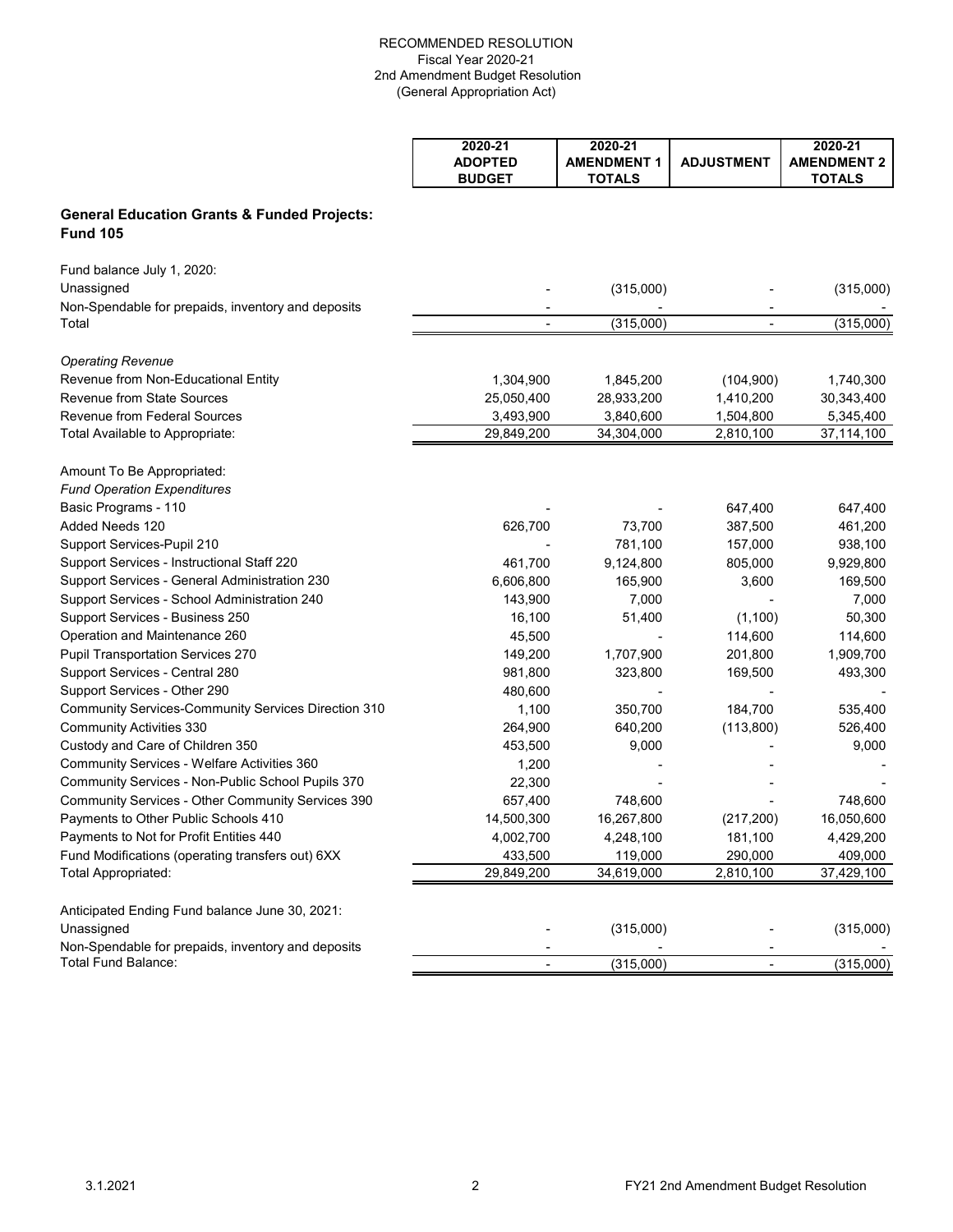RECOMMENDED RESOLUTION
Fiscal Year 2020-21
2nd Amendment Budget Resolution
(General Appropriation Act)

| | 2020-21 ADOPTED BUDGET | 2020-21 AMENDMENT 1 TOTALS | ADJUSTMENT | 2020-21 AMENDMENT 2 TOTALS |
|---|---|---|---|---|
| **General Education Grants & Funded Projects: Fund 105** | | | | |
| Fund balance July 1, 2020: | | | | |
| Unassigned | - | (315,000) | - | (315,000) |
| Non-Spendable for prepaids, inventory and deposits | - | - | - | - |
| Total | - | (315,000) | - | (315,000) |
| *Operating Revenue* | | | | |
| Revenue from Non-Educational Entity | 1,304,900 | 1,845,200 | (104,900) | 1,740,300 |
| Revenue from State Sources | 25,050,400 | 28,933,200 | 1,410,200 | 30,343,400 |
| Revenue from Federal Sources | 3,493,900 | 3,840,600 | 1,504,800 | 5,345,400 |
| Total Available to Appropriate: | 29,849,200 | 34,304,000 | 2,810,100 | 37,114,100 |
| Amount To Be Appropriated: | | | | |
| *Fund Operation Expenditures* | | | | |
| Basic Programs - 110 | - | - | 647,400 | 647,400 |
| Added Needs 120 | 626,700 | 73,700 | 387,500 | 461,200 |
| Support Services-Pupil 210 | - | 781,100 | 157,000 | 938,100 |
| Support Services - Instructional Staff 220 | 461,700 | 9,124,800 | 805,000 | 9,929,800 |
| Support Services - General Administration 230 | 6,606,800 | 165,900 | 3,600 | 169,500 |
| Support Services - School Administration 240 | 143,900 | 7,000 | - | 7,000 |
| Support Services - Business 250 | 16,100 | 51,400 | (1,100) | 50,300 |
| Operation and Maintenance 260 | 45,500 | - | 114,600 | 114,600 |
| Pupil Transportation Services 270 | 149,200 | 1,707,900 | 201,800 | 1,909,700 |
| Support Services - Central 280 | 981,800 | 323,800 | 169,500 | 493,300 |
| Support Services - Other 290 | 480,600 | - | - | - |
| Community Services-Community Services Direction 310 | 1,100 | 350,700 | 184,700 | 535,400 |
| Community Activities 330 | 264,900 | 640,200 | (113,800) | 526,400 |
| Custody and Care of Children 350 | 453,500 | 9,000 | - | 9,000 |
| Community Services - Welfare Activities 360 | 1,200 | - | - | - |
| Community Services - Non-Public School Pupils 370 | 22,300 | - | - | - |
| Community Services - Other Community Services 390 | 657,400 | 748,600 | - | 748,600 |
| Payments to Other Public Schools 410 | 14,500,300 | 16,267,800 | (217,200) | 16,050,600 |
| Payments to Not for Profit Entities 440 | 4,002,700 | 4,248,100 | 181,100 | 4,429,200 |
| Fund Modifications (operating transfers out) 6XX | 433,500 | 119,000 | 290,000 | 409,000 |
| Total Appropriated: | 29,849,200 | 34,619,000 | 2,810,100 | 37,429,100 |
| Anticipated Ending Fund balance June 30, 2021: | | | | |
| Unassigned | - | (315,000) | - | (315,000) |
| Non-Spendable for prepaids, inventory and deposits | - | - | - | - |
| Total Fund Balance: | - | (315,000) | - | (315,000) |

3.1.2021 FY21 2nd Amendment Budget Resolution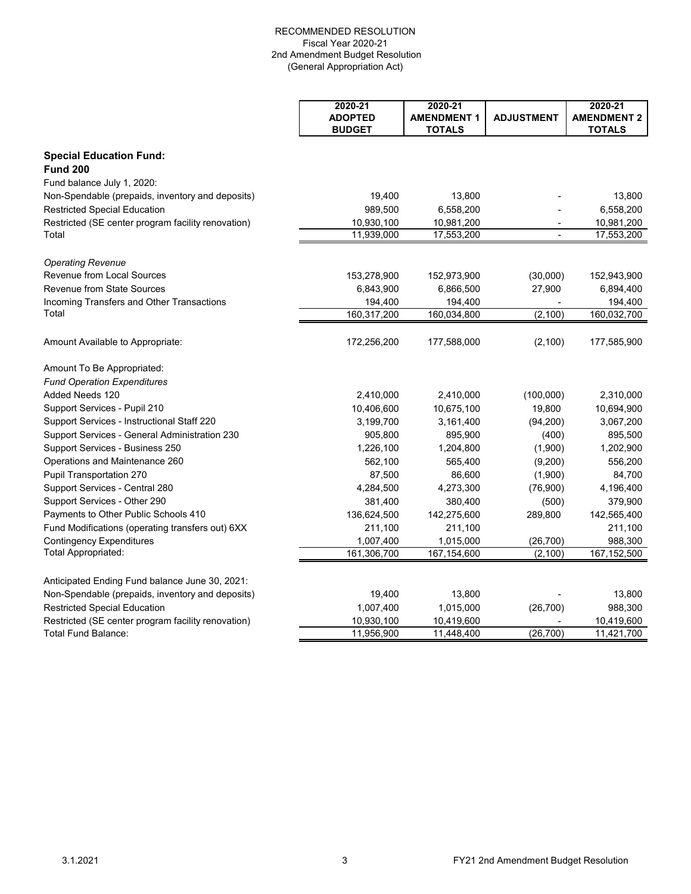RECOMMENDED RESOLUTION
Fiscal Year 2020-21
2nd Amendment Budget Resolution
(General Appropriation Act)

| | 2020-21 ADOPTED BUDGET | 2020-21 AMENDMENT 1 TOTALS | ADJUSTMENT | 2020-21 AMENDMENT 2 TOTALS |
|---|---|---|---|---|
| **Special Education Fund:** | | | | |
| **Fund 200** | | | | |
| Fund balance July 1, 2020: | | | | |
| Non-Spendable (prepaids, inventory and deposits) | 19,400 | 13,800 | - | 13,800 |
| Restricted Special Education | 989,500 | 6,558,200 | - | 6,558,200 |
| Restricted (SE center program facility renovation) | 10,930,100 | 10,981,200 | - | 10,981,200 |
| Total | 11,939,000 | 17,553,200 | - | 17,553,200 |
| *Operating Revenue* | | | | |
| Revenue from Local Sources | 153,278,900 | 152,973,900 | (30,000) | 152,943,900 |
| Revenue from State Sources | 6,843,900 | 6,866,500 | 27,900 | 6,894,400 |
| Incoming Transfers and Other Transactions | 194,400 | 194,400 | - | 194,400 |
| Total | 160,317,200 | 160,034,800 | (2,100) | 160,032,700 |
| Amount Available to Appropriate: | 172,256,200 | 177,588,000 | (2,100) | 177,585,900 |
| Amount To Be Appropriated: | | | | |
| *Fund Operation Expenditures* | | | | |
| Added Needs 120 | 2,410,000 | 2,410,000 | (100,000) | 2,310,000 |
| Support Services - Pupil 210 | 10,406,600 | 10,675,100 | 19,800 | 10,694,900 |
| Support Services - Instructional Staff 220 | 3,199,700 | 3,161,400 | (94,200) | 3,067,200 |
| Support Services - General Administration 230 | 905,800 | 895,900 | (400) | 895,500 |
| Support Services - Business 250 | 1,226,100 | 1,204,800 | (1,900) | 1,202,900 |
| Operations and Maintenance 260 | 562,100 | 565,400 | (9,200) | 556,200 |
| Pupil Transportation 270 | 87,500 | 86,600 | (1,900) | 84,700 |
| Support Services - Central 280 | 4,284,500 | 4,273,300 | (76,900) | 4,196,400 |
| Support Services - Other 290 | 381,400 | 380,400 | (500) | 379,900 |
| Payments to Other Public Schools 410 | 136,624,500 | 142,275,600 | 289,800 | 142,565,400 |
| Fund Modifications (operating transfers out) 6XX | 211,100 | 211,100 | | 211,100 |
| Contingency Expenditures | 1,007,400 | 1,015,000 | (26,700) | 988,300 |
| Total Appropriated: | 161,306,700 | 167,154,600 | (2,100) | 167,152,500 |
| Anticipated Ending Fund balance June 30, 2021: | | | | |
| Non-Spendable (prepaids, inventory and deposits) | 19,400 | 13,800 | - | 13,800 |
| Restricted Special Education | 1,007,400 | 1,015,000 | (26,700) | 988,300 |
| Restricted (SE center program facility renovation) | 10,930,100 | 10,419,600 | - | 10,419,600 |
| Total Fund Balance: | 11,956,900 | 11,448,400 | (26,700) | 11,421,700 |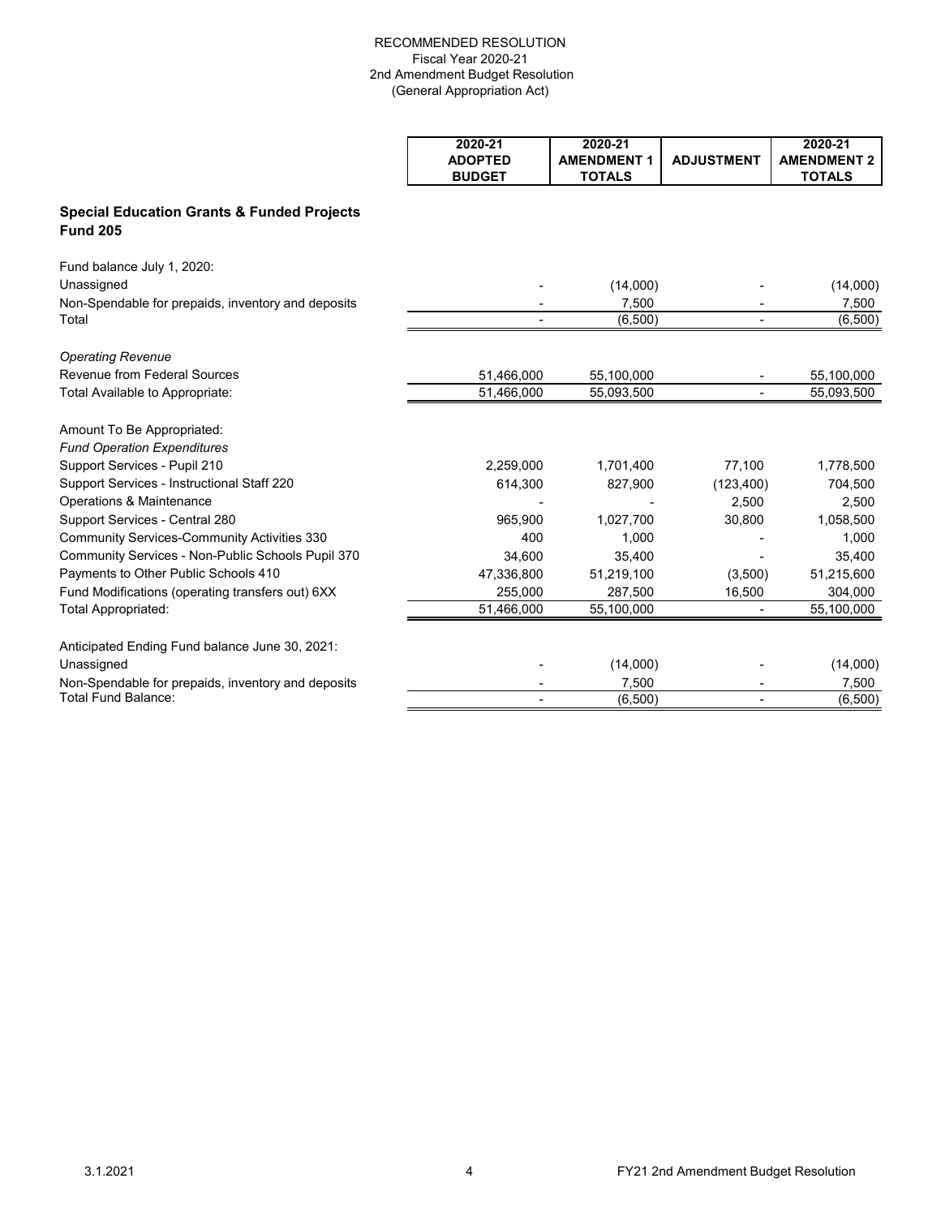RECOMMENDED RESOLUTION
Fiscal Year 2020-21
2nd Amendment Budget Resolution
(General Appropriation Act)

| | 2020-21 ADOPTED BUDGET | 2020-21 AMENDMENT 1 TOTALS | ADJUSTMENT | 2020-21 AMENDMENT 2 TOTALS |
|---|---|---|---|---|
| **Special Education Grants & Funded Projects Fund 205** | | | | |
| Fund balance July 1, 2020: | | | | |
| Unassigned | - | (14,000) | - | (14,000) |
| Non-Spendable for prepaids, inventory and deposits | - | 7,500 | - | 7,500 |
| Total | - | (6,500) | - | (6,500) |
| *Operating Revenue* | | | | |
| Revenue from Federal Sources | 51,466,000 | 55,100,000 | - | 55,100,000 |
| Total Available to Appropriate: | 51,466,000 | 55,093,500 | - | 55,093,500 |
| Amount To Be Appropriated: | | | | |
| *Fund Operation Expenditures* | | | | |
| Support Services - Pupil 210 | 2,259,000 | 1,701,400 | 77,100 | 1,778,500 |
| Support Services - Instructional Staff 220 | 614,300 | 827,900 | (123,400) | 704,500 |
| Operations & Maintenance | - | - | 2,500 | 2,500 |
| Support Services - Central 280 | 965,900 | 1,027,700 | 30,800 | 1,058,500 |
| Community Services-Community Activities 330 | 400 | 1,000 | - | 1,000 |
| Community Services - Non-Public Schools Pupil 370 | 34,600 | 35,400 | - | 35,400 |
| Payments to Other Public Schools 410 | 47,336,800 | 51,219,100 | (3,500) | 51,215,600 |
| Fund Modifications (operating transfers out) 6XX | 255,000 | 287,500 | 16,500 | 304,000 |
| Total Appropriated: | 51,466,000 | 55,100,000 | - | 55,100,000 |
| Anticipated Ending Fund balance June 30, 2021: | | | | |
| Unassigned | - | (14,000) | - | (14,000) |
| Non-Spendable for prepaids, inventory and deposits | - | 7,500 | - | 7,500 |
| Total Fund Balance: | - | (6,500) | - | (6,500) |

3.1.2021

FY21 2nd Amendment Budget Resolution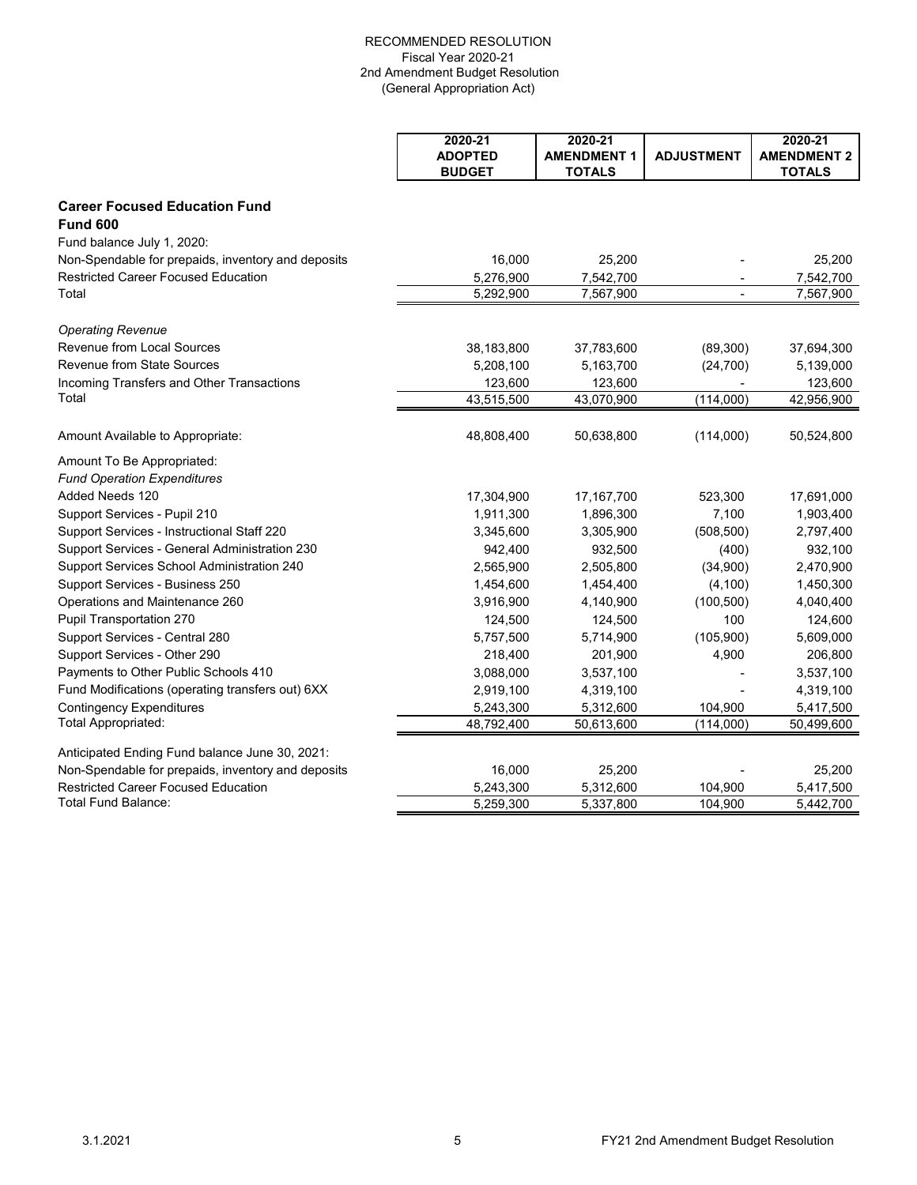RECOMMENDED RESOLUTION
Fiscal Year 2020-21
2nd Amendment Budget Resolution
(General Appropriation Act)

| | 2020-21 ADOPTED BUDGET | 2020-21 AMENDMENT 1 TOTALS | ADJUSTMENT | 2020-21 AMENDMENT 2 TOTALS |
|---|---|---|---|---|
| **Career Focused Education Fund** | | | | |
| **Fund 600** | | | | |
| Fund balance July 1, 2020: | | | | |
| Non-Spendable for prepaids, inventory and deposits | 16,000 | 25,200 | - | 25,200 |
| Restricted Career Focused Education | 5,276,900 | 7,542,700 | - | 7,542,700 |
| Total | 5,292,900 | 7,567,900 | - | 7,567,900 |
| *Operating Revenue* | | | | |
| Revenue from Local Sources | 38,183,800 | 37,783,600 | (89,300) | 37,694,300 |
| Revenue from State Sources | 5,208,100 | 5,163,700 | (24,700) | 5,139,000 |
| Incoming Transfers and Other Transactions | 123,600 | 123,600 | - | 123,600 |
| Total | 43,515,500 | 43,070,900 | (114,000) | 42,956,900 |
| Amount Available to Appropriate: | 48,808,400 | 50,638,800 | (114,000) | 50,524,800 |
| Amount To Be Appropriated: | | | | |
| *Fund Operation Expenditures* | | | | |
| Added Needs 120 | 17,304,900 | 17,167,700 | 523,300 | 17,691,000 |
| Support Services - Pupil 210 | 1,911,300 | 1,896,300 | 7,100 | 1,903,400 |
| Support Services - Instructional Staff 220 | 3,345,600 | 3,305,900 | (508,500) | 2,797,400 |
| Support Services - General Administration 230 | 942,400 | 932,500 | (400) | 932,100 |
| Support Services School Administration 240 | 2,565,900 | 2,505,800 | (34,900) | 2,470,900 |
| Support Services - Business 250 | 1,454,600 | 1,454,400 | (4,100) | 1,450,300 |
| Operations and Maintenance 260 | 3,916,900 | 4,140,900 | (100,500) | 4,040,400 |
| Pupil Transportation 270 | 124,500 | 124,500 | 100 | 124,600 |
| Support Services - Central 280 | 5,757,500 | 5,714,900 | (105,900) | 5,609,000 |
| Support Services - Other 290 | 218,400 | 201,900 | 4,900 | 206,800 |
| Payments to Other Public Schools 410 | 3,088,000 | 3,537,100 | - | 3,537,100 |
| Fund Modifications (operating transfers out) 6XX | 2,919,100 | 4,319,100 | - | 4,319,100 |
| Contingency Expenditures | 5,243,300 | 5,312,600 | 104,900 | 5,417,500 |
| Total Appropriated: | 48,792,400 | 50,613,600 | (114,000) | 50,499,600 |
| Anticipated Ending Fund balance June 30, 2021: | | | | |
| Non-Spendable for prepaids, inventory and deposits | 16,000 | 25,200 | - | 25,200 |
| Restricted Career Focused Education | 5,243,300 | 5,312,600 | 104,900 | 5,417,500 |
| Total Fund Balance: | 5,259,300 | 5,337,800 | 104,900 | 5,442,700 |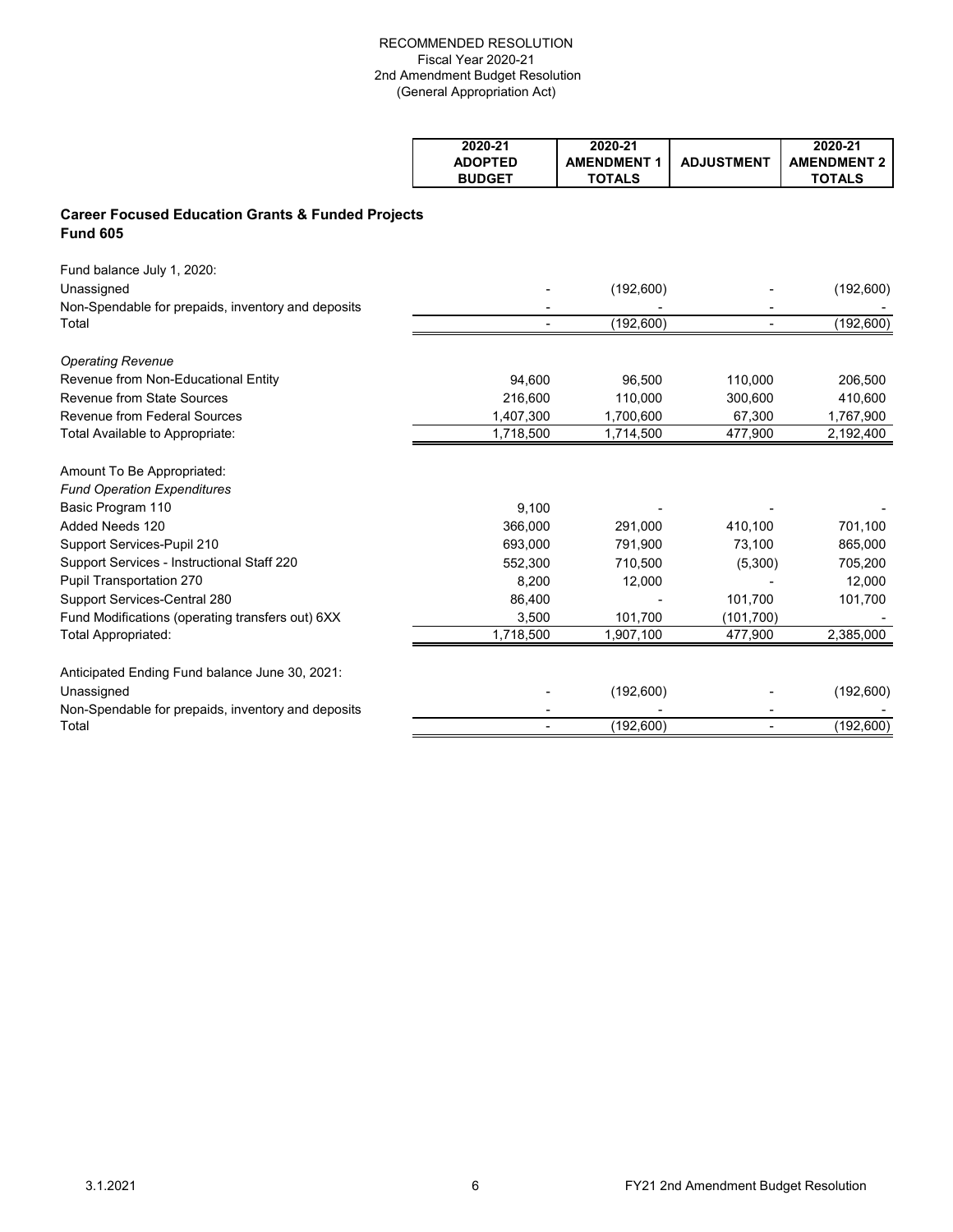RECOMMENDED RESOLUTION
Fiscal Year 2020-21
2nd Amendment Budget Resolution
(General Appropriation Act)

| | 2020-21 ADOPTED BUDGET | 2020-21 AMENDMENT 1 TOTALS | ADJUSTMENT | 2020-21 AMENDMENT 2 TOTALS |
|---|---|---|---|---|
| **Career Focused Education Grants & Funded Projects Fund 605** | | | | |
| Fund balance July 1, 2020: | | | | |
| Unassigned | - | (192,600) | - | (192,600) |
| Non-Spendable for prepaids, inventory and deposits | - | - | - | - |
| Total | - | (192,600) | - | (192,600) |
| *Operating Revenue* | | | | |
| Revenue from Non-Educational Entity | 94,600 | 96,500 | 110,000 | 206,500 |
| Revenue from State Sources | 216,600 | 110,000 | 300,600 | 410,600 |
| Revenue from Federal Sources | 1,407,300 | 1,700,600 | 67,300 | 1,767,900 |
| Total Available to Appropriate: | 1,718,500 | 1,714,500 | 477,900 | 2,192,400 |
| Amount To Be Appropriated: | | | | |
| *Fund Operation Expenditures* | | | | |
| Basic Program 110 | 9,100 | - | - | - |
| Added Needs 120 | 366,000 | 291,000 | 410,100 | 701,100 |
| Support Services-Pupil 210 | 693,000 | 791,900 | 73,100 | 865,000 |
| Support Services - Instructional Staff 220 | 552,300 | 710,500 | (5,300) | 705,200 |
| Pupil Transportation 270 | 8,200 | 12,000 | - | 12,000 |
| Support Services-Central 280 | 86,400 | - | 101,700 | 101,700 |
| Fund Modifications (operating transfers out) 6XX | 3,500 | 101,700 | (101,700) | - |
| Total Appropriated: | 1,718,500 | 1,907,100 | 477,900 | 2,385,000 |
| Anticipated Ending Fund balance June 30, 2021: | | | | |
| Unassigned | - | (192,600) | - | (192,600) |
| Non-Spendable for prepaids, inventory and deposits | - | - | - | - |
| Total | - | (192,600) | - | (192,600) |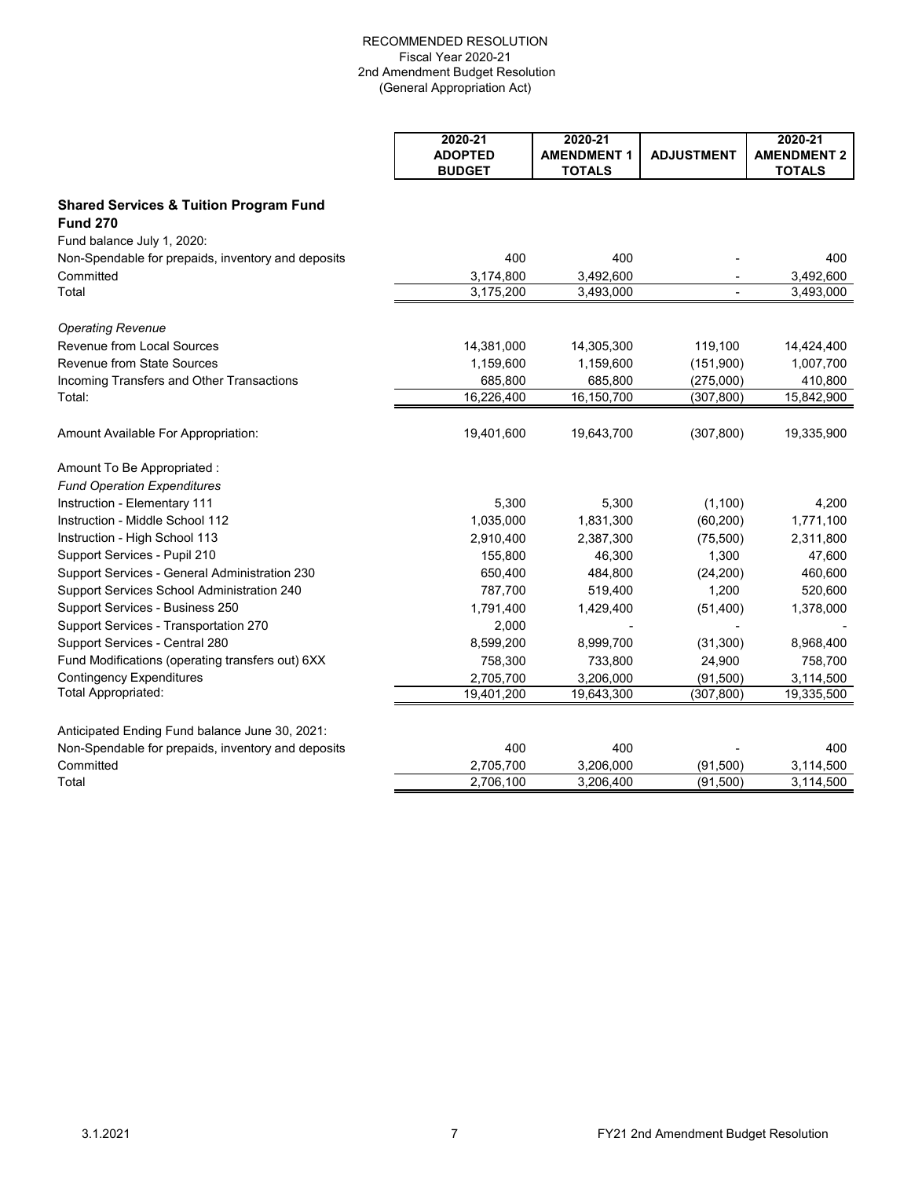RECOMMENDED RESOLUTION
Fiscal Year 2020-21
2nd Amendment Budget Resolution
(General Appropriation Act)

| | 2020-21 ADOPTED BUDGET | 2020-21 AMENDMENT 1 TOTALS | ADJUSTMENT | 2020-21 AMENDMENT 2 TOTALS |
|---|---|---|---|---|
| **Shared Services & Tuition Program Fund Fund 270** | | | | |
| Fund balance July 1, 2020: | | | | |
| Non-Spendable for prepaids, inventory and deposits | 400 | 400 | - | 400 |
| Committed | 3,174,800 | 3,492,600 | - | 3,492,600 |
| Total | 3,175,200 | 3,493,000 | - | 3,493,000 |
| *Operating Revenue* | | | | |
| Revenue from Local Sources | 14,381,000 | 14,305,300 | 119,100 | 14,424,400 |
| Revenue from State Sources | 1,159,600 | 1,159,600 | (151,900) | 1,007,700 |
| Incoming Transfers and Other Transactions | 685,800 | 685,800 | (275,000) | 410,800 |
| Total: | 16,226,400 | 16,150,700 | (307,800) | 15,842,900 |
| Amount Available For Appropriation: | 19,401,600 | 19,643,700 | (307,800) | 19,335,900 |
| Amount To Be Appropriated : | | | | |
| *Fund Operation Expenditures* | | | | |
| Instruction - Elementary 111 | 5,300 | 5,300 | (1,100) | 4,200 |
| Instruction - Middle School 112 | 1,035,000 | 1,831,300 | (60,200) | 1,771,100 |
| Instruction - High School 113 | 2,910,400 | 2,387,300 | (75,500) | 2,311,800 |
| Support Services - Pupil 210 | 155,800 | 46,300 | 1,300 | 47,600 |
| Support Services - General Administration 230 | 650,400 | 484,800 | (24,200) | 460,600 |
| Support Services School Administration 240 | 787,700 | 519,400 | 1,200 | 520,600 |
| Support Services - Business 250 | 1,791,400 | 1,429,400 | (51,400) | 1,378,000 |
| Support Services - Transportation 270 | 2,000 | - | - | - |
| Support Services - Central 280 | 8,599,200 | 8,999,700 | (31,300) | 8,968,400 |
| Fund Modifications (operating transfers out) 6XX | 758,300 | 733,800 | 24,900 | 758,700 |
| Contingency Expenditures | 2,705,700 | 3,206,000 | (91,500) | 3,114,500 |
| Total Appropriated: | 19,401,200 | 19,643,300 | (307,800) | 19,335,500 |
| Anticipated Ending Fund balance June 30, 2021: | | | | |
| Non-Spendable for prepaids, inventory and deposits | 400 | 400 | - | 400 |
| Committed | 2,705,700 | 3,206,000 | (91,500) | 3,114,500 |
| Total | 2,706,100 | 3,206,400 | (91,500) | 3,114,500 |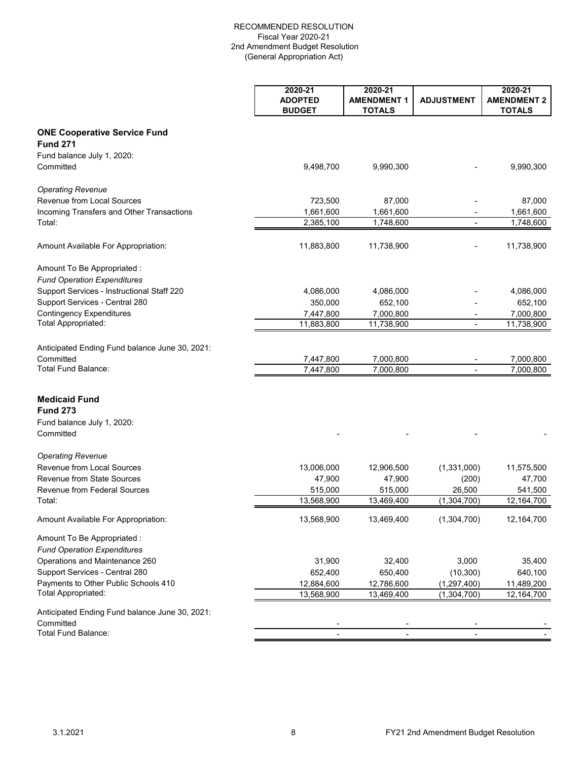RECOMMENDED RESOLUTION
Fiscal Year 2020-21
2nd Amendment Budget Resolution
(General Appropriation Act)

| | 2020-21 ADOPTED BUDGET | 2020-21 AMENDMENT 1 TOTALS | ADJUSTMENT | 2020-21 AMENDMENT 2 TOTALS |
|---|---|---|---|---|
| **ONE Cooperative Service Fund** | | | | |
| **Fund 271** | | | | |
| Fund balance July 1, 2020: | | | | |
| Committed | 9,498,700 | 9,990,300 | - | 9,990,300 |
| *Operating Revenue* | | | | |
| Revenue from Local Sources | 723,500 | 87,000 | - | 87,000 |
| Incoming Transfers and Other Transactions | 1,661,600 | 1,661,600 | - | 1,661,600 |
| Total: | 2,385,100 | 1,748,600 | - | 1,748,600 |
| Amount Available For Appropriation: | 11,883,800 | 11,738,900 | - | 11,738,900 |
| Amount To Be Appropriated : | | | | |
| *Fund Operation Expenditures* | | | | |
| Support Services - Instructional Staff 220 | 4,086,000 | 4,086,000 | - | 4,086,000 |
| Support Services - Central 280 | 350,000 | 652,100 | - | 652,100 |
| Contingency Expenditures | 7,447,800 | 7,000,800 | - | 7,000,800 |
| Total Appropriated: | 11,883,800 | 11,738,900 | - | 11,738,900 |
| Anticipated Ending Fund balance June 30, 2021: | | | | |
| Committed | 7,447,800 | 7,000,800 | - | 7,000,800 |
| Total Fund Balance: | 7,447,800 | 7,000,800 | - | 7,000,800 |
| **Medicaid Fund** | | | | |
| **Fund 273** | | | | |
| Fund balance July 1, 2020: | | | | |
| Committed | - | - | - | - |
| *Operating Revenue* | | | | |
| Revenue from Local Sources | 13,006,000 | 12,906,500 | (1,331,000) | 11,575,500 |
| Revenue from State Sources | 47,900 | 47,900 | (200) | 47,700 |
| Revenue from Federal Sources | 515,000 | 515,000 | 26,500 | 541,500 |
| Total: | 13,568,900 | 13,469,400 | (1,304,700) | 12,164,700 |
| Amount Available For Appropriation: | 13,568,900 | 13,469,400 | (1,304,700) | 12,164,700 |
| Amount To Be Appropriated : | | | | |
| *Fund Operation Expenditures* | | | | |
| Operations and Maintenance 260 | 31,900 | 32,400 | 3,000 | 35,400 |
| Support Services - Central 280 | 652,400 | 650,400 | (10,300) | 640,100 |
| Payments to Other Public Schools 410 | 12,884,600 | 12,786,600 | (1,297,400) | 11,489,200 |
| Total Appropriated: | 13,568,900 | 13,469,400 | (1,304,700) | 12,164,700 |
| Anticipated Ending Fund balance June 30, 2021: | | | | |
| Committed | - | - | - | - |
| Total Fund Balance: | - | - | - | - |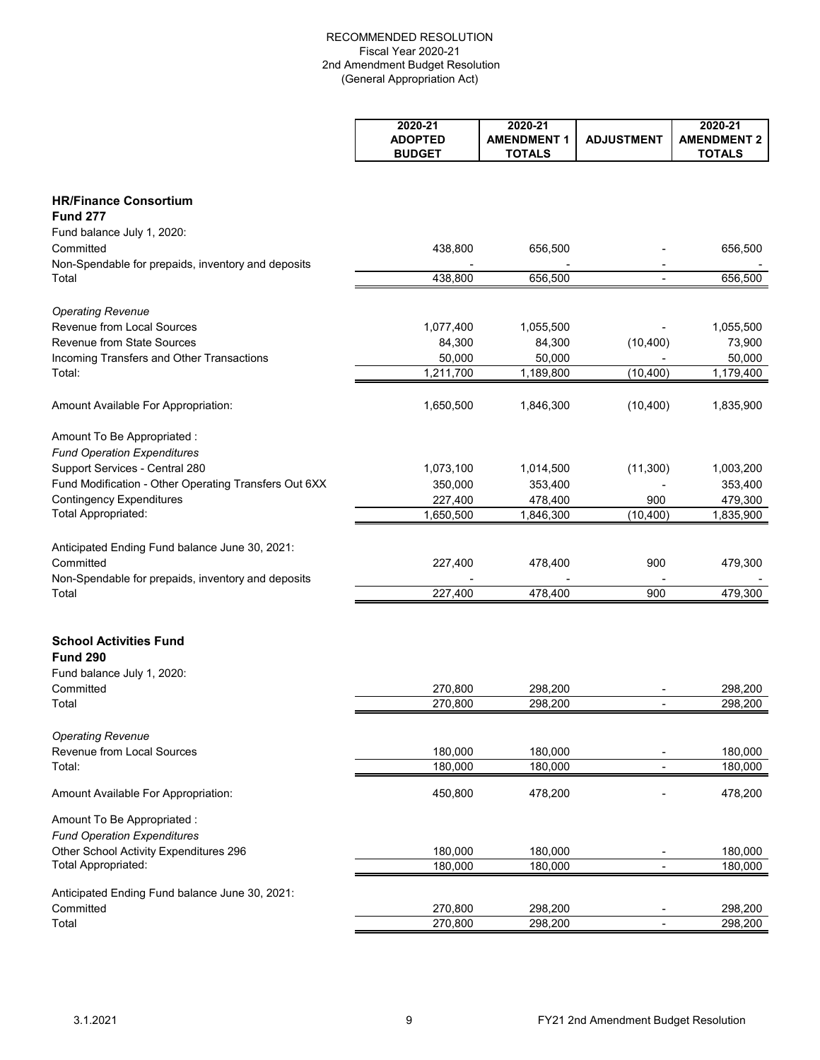RECOMMENDED RESOLUTION
Fiscal Year 2020-21
2nd Amendment Budget Resolution
(General Appropriation Act)

| | 2020-21 ADOPTED BUDGET | 2020-21 AMENDMENT 1 TOTALS | ADJUSTMENT | 2020-21 AMENDMENT 2 TOTALS |
|---|---|---|---|---|
| **HR/Finance Consortium** | | | | |
| **Fund 277** | | | | |
| Fund balance July 1, 2020: | | | | |
| Committed | 438,800 | 656,500 | - | 656,500 |
| Non-Spendable for prepaids, inventory and deposits | - | - | - | - |
| Total | 438,800 | 656,500 | - | 656,500 |
| *Operating Revenue* | | | | |
| Revenue from Local Sources | 1,077,400 | 1,055,500 | - | 1,055,500 |
| Revenue from State Sources | 84,300 | 84,300 | (10,400) | 73,900 |
| Incoming Transfers and Other Transactions | 50,000 | 50,000 | - | 50,000 |
| Total: | 1,211,700 | 1,189,800 | (10,400) | 1,179,400 |
| Amount Available For Appropriation: | 1,650,500 | 1,846,300 | (10,400) | 1,835,900 |
| Amount To Be Appropriated : | | | | |
| *Fund Operation Expenditures* | | | | |
| Support Services - Central 280 | 1,073,100 | 1,014,500 | (11,300) | 1,003,200 |
| Fund Modification - Other Operating Transfers Out 6XX | 350,000 | 353,400 | - | 353,400 |
| Contingency Expenditures | 227,400 | 478,400 | 900 | 479,300 |
| Total Appropriated: | 1,650,500 | 1,846,300 | (10,400) | 1,835,900 |
| Anticipated Ending Fund balance June 30, 2021: | | | | |
| Committed | 227,400 | 478,400 | 900 | 479,300 |
| Non-Spendable for prepaids, inventory and deposits | - | - | - | - |
| Total | 227,400 | 478,400 | 900 | 479,300 |
| **School Activities Fund** | | | | |
| **Fund 290** | | | | |
| Fund balance July 1, 2020: | | | | |
| Committed | 270,800 | 298,200 | - | 298,200 |
| Total | 270,800 | 298,200 | - | 298,200 |
| *Operating Revenue* | | | | |
| Revenue from Local Sources | 180,000 | 180,000 | - | 180,000 |
| Total: | 180,000 | 180,000 | - | 180,000 |
| Amount Available For Appropriation: | 450,800 | 478,200 | - | 478,200 |
| Amount To Be Appropriated : | | | | |
| *Fund Operation Expenditures* | | | | |
| Other School Activity Expenditures 296 | 180,000 | 180,000 | - | 180,000 |
| Total Appropriated: | 180,000 | 180,000 | - | 180,000 |
| Anticipated Ending Fund balance June 30, 2021: | | | | |
| Committed | 270,800 | 298,200 | - | 298,200 |
| Total | 270,800 | 298,200 | - | 298,200 |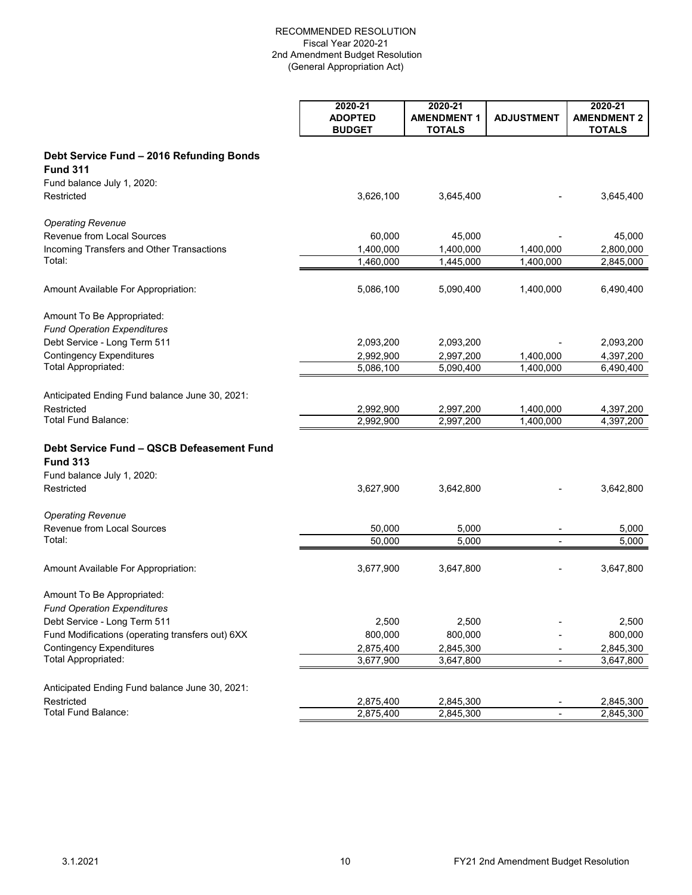RECOMMENDED RESOLUTION
Fiscal Year 2020-21
2nd Amendment Budget Resolution
(General Appropriation Act)

| | 2020-21 ADOPTED BUDGET | 2020-21 AMENDMENT 1 TOTALS | ADJUSTMENT | 2020-21 AMENDMENT 2 TOTALS |
|---|---|---|---|---|
| **Debt Service Fund – 2016 Refunding Bonds** | | | | |
| **Fund 311** | | | | |
| Fund balance July 1, 2020: | | | | |
| Restricted | 3,626,100 | 3,645,400 | - | 3,645,400 |
| *Operating Revenue* | | | | |
| Revenue from Local Sources | 60,000 | 45,000 | - | 45,000 |
| Incoming Transfers and Other Transactions | 1,400,000 | 1,400,000 | 1,400,000 | 2,800,000 |
| Total: | 1,460,000 | 1,445,000 | 1,400,000 | 2,845,000 |
| Amount Available For Appropriation: | 5,086,100 | 5,090,400 | 1,400,000 | 6,490,400 |
| Amount To Be Appropriated: | | | | |
| *Fund Operation Expenditures* | | | | |
| Debt Service - Long Term 511 | 2,093,200 | 2,093,200 | - | 2,093,200 |
| Contingency Expenditures | 2,992,900 | 2,997,200 | 1,400,000 | 4,397,200 |
| Total Appropriated: | 5,086,100 | 5,090,400 | 1,400,000 | 6,490,400 |
| Anticipated Ending Fund balance June 30, 2021: | | | | |
| Restricted | 2,992,900 | 2,997,200 | 1,400,000 | 4,397,200 |
| Total Fund Balance: | 2,992,900 | 2,997,200 | 1,400,000 | 4,397,200 |
| **Debt Service Fund – QSCB Defeasement Fund** | | | | |
| **Fund 313** | | | | |
| Fund balance July 1, 2020: | | | | |
| Restricted | 3,627,900 | 3,642,800 | - | 3,642,800 |
| *Operating Revenue* | | | | |
| Revenue from Local Sources | 50,000 | 5,000 | - | 5,000 |
| Total: | 50,000 | 5,000 | - | 5,000 |
| Amount Available For Appropriation: | 3,677,900 | 3,647,800 | - | 3,647,800 |
| Amount To Be Appropriated: | | | | |
| *Fund Operation Expenditures* | | | | |
| Debt Service - Long Term 511 | 2,500 | 2,500 | - | 2,500 |
| Fund Modifications (operating transfers out) 6XX | 800,000 | 800,000 | - | 800,000 |
| Contingency Expenditures | 2,875,400 | 2,845,300 | - | 2,845,300 |
| Total Appropriated: | 3,677,900 | 3,647,800 | - | 3,647,800 |
| Anticipated Ending Fund balance June 30, 2021: | | | | |
| Restricted | 2,875,400 | 2,845,300 | - | 2,845,300 |
| Total Fund Balance: | 2,875,400 | 2,845,300 | - | 2,845,300 |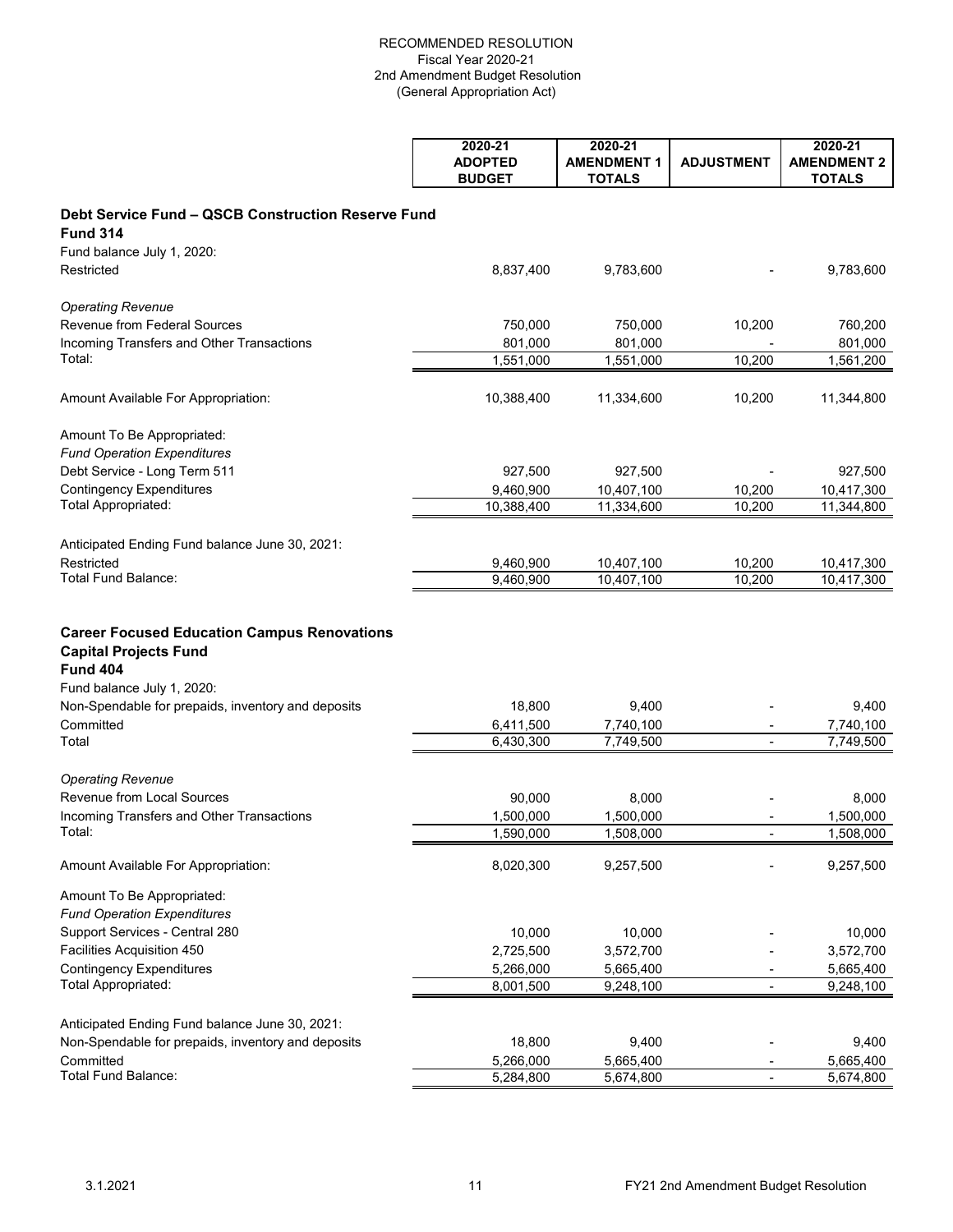RECOMMENDED RESOLUTION
Fiscal Year 2020-21
2nd Amendment Budget Resolution
(General Appropriation Act)

| | 2020-21 ADOPTED BUDGET | 2020-21 AMENDMENT 1 TOTALS | ADJUSTMENT | 2020-21 AMENDMENT 2 TOTALS |
|---|---|---|---|---|
| **Debt Service Fund – QSCB Construction Reserve Fund** | | | | |
| **Fund 314** | | | | |
| Fund balance July 1, 2020: | | | | |
| Restricted | 8,837,400 | 9,783,600 | - | 9,783,600 |
| *Operating Revenue* | | | | |
| Revenue from Federal Sources | 750,000 | 750,000 | 10,200 | 760,200 |
| Incoming Transfers and Other Transactions | 801,000 | 801,000 | - | 801,000 |
| Total: | 1,551,000 | 1,551,000 | 10,200 | 1,561,200 |
| Amount Available For Appropriation: | 10,388,400 | 11,334,600 | 10,200 | 11,344,800 |
| Amount To Be Appropriated: | | | | |
| *Fund Operation Expenditures* | | | | |
| Debt Service - Long Term 511 | 927,500 | 927,500 | - | 927,500 |
| Contingency Expenditures | 9,460,900 | 10,407,100 | 10,200 | 10,417,300 |
| Total Appropriated: | 10,388,400 | 11,334,600 | 10,200 | 11,344,800 |
| Anticipated Ending Fund balance June 30, 2021: | | | | |
| Restricted | 9,460,900 | 10,407,100 | 10,200 | 10,417,300 |
| Total Fund Balance: | 9,460,900 | 10,407,100 | 10,200 | 10,417,300 |
| **Career Focused Education Campus Renovations Capital Projects Fund** | | | | |
| **Fund 404** | | | | |
| Fund balance July 1, 2020: | | | | |
| Non-Spendable for prepaids, inventory and deposits | 18,800 | 9,400 | - | 9,400 |
| Committed | 6,411,500 | 7,740,100 | - | 7,740,100 |
| Total | 6,430,300 | 7,749,500 | - | 7,749,500 |
| *Operating Revenue* | | | | |
| Revenue from Local Sources | 90,000 | 8,000 | - | 8,000 |
| Incoming Transfers and Other Transactions | 1,500,000 | 1,500,000 | - | 1,500,000 |
| Total: | 1,590,000 | 1,508,000 | - | 1,508,000 |
| Amount Available For Appropriation: | 8,020,300 | 9,257,500 | - | 9,257,500 |
| Amount To Be Appropriated: | | | | |
| *Fund Operation Expenditures* | | | | |
| Support Services - Central 280 | 10,000 | 10,000 | - | 10,000 |
| Facilities Acquisition 450 | 2,725,500 | 3,572,700 | - | 3,572,700 |
| Contingency Expenditures | 5,266,000 | 5,665,400 | - | 5,665,400 |
| Total Appropriated: | 8,001,500 | 9,248,100 | - | 9,248,100 |
| Anticipated Ending Fund balance June 30, 2021: | | | | |
| Non-Spendable for prepaids, inventory and deposits | 18,800 | 9,400 | - | 9,400 |
| Committed | 5,266,000 | 5,665,400 | - | 5,665,400 |
| Total Fund Balance: | 5,284,800 | 5,674,800 | - | 5,674,800 |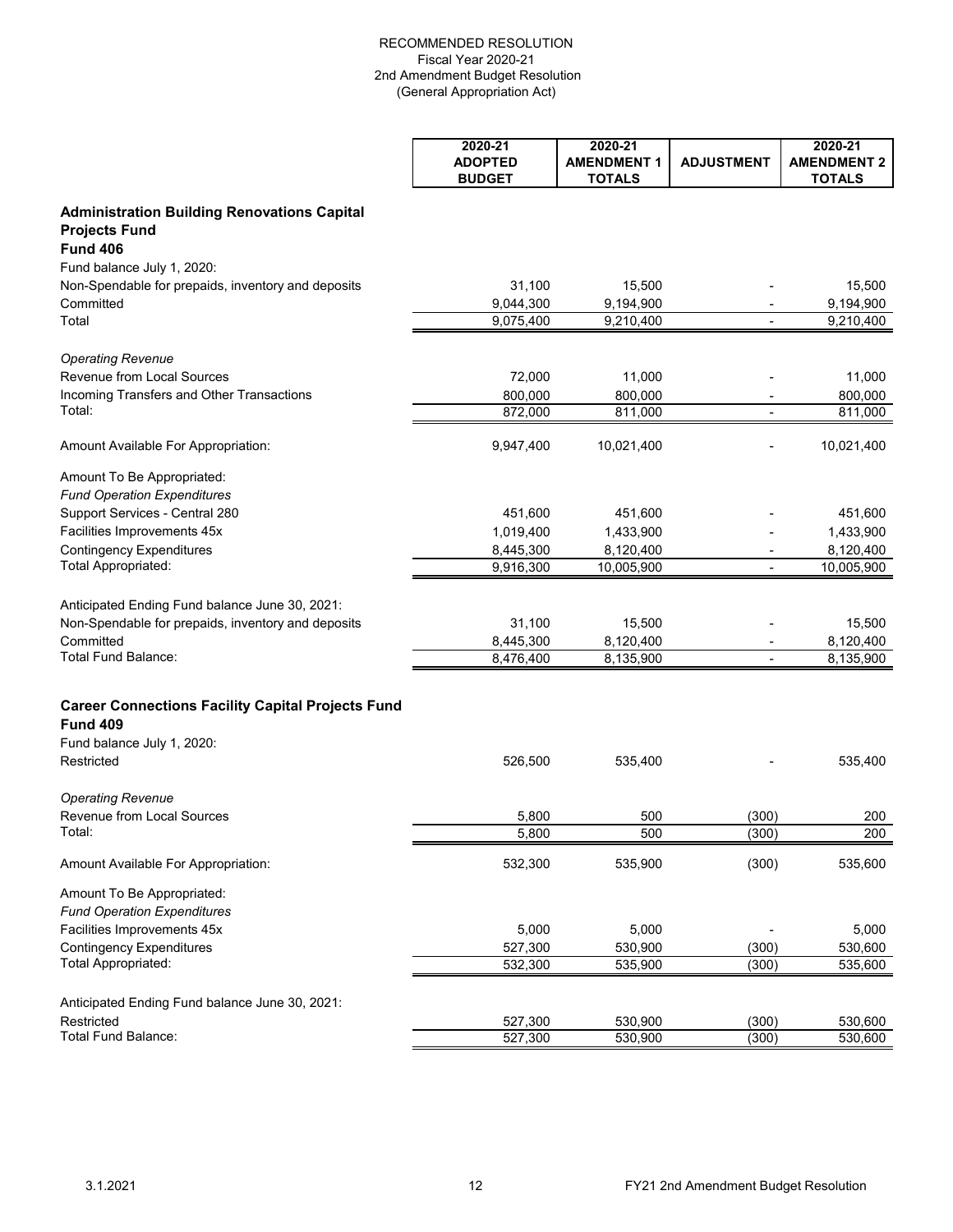# RECOMMENDED RESOLUTION
Fiscal Year 2020-21
2nd Amendment Budget Resolution
(General Appropriation Act)

| | 2020-21 ADOPTED BUDGET | 2020-21 AMENDMENT 1 TOTALS | ADJUSTMENT | 2020-21 AMENDMENT 2 TOTALS |
|---|---|---|---|---|
| **Administration Building Renovations Capital Projects Fund** | | | | |
| **Fund 406** | | | | |
| Fund balance July 1, 2020: | | | | |
| Non-Spendable for prepaids, inventory and deposits | 31,100 | 15,500 | - | 15,500 |
| Committed | 9,044,300 | 9,194,900 | - | 9,194,900 |
| Total | 9,075,400 | 9,210,400 | - | 9,210,400 |
| *Operating Revenue* | | | | |
| Revenue from Local Sources | 72,000 | 11,000 | - | 11,000 |
| Incoming Transfers and Other Transactions | 800,000 | 800,000 | - | 800,000 |
| Total: | 872,000 | 811,000 | - | 811,000 |
| Amount Available For Appropriation: | 9,947,400 | 10,021,400 | - | 10,021,400 |
| Amount To Be Appropriated: | | | | |
| *Fund Operation Expenditures* | | | | |
| Support Services - Central 280 | 451,600 | 451,600 | - | 451,600 |
| Facilities Improvements 45x | 1,019,400 | 1,433,900 | - | 1,433,900 |
| Contingency Expenditures | 8,445,300 | 8,120,400 | - | 8,120,400 |
| Total Appropriated: | 9,916,300 | 10,005,900 | - | 10,005,900 |
| Anticipated Ending Fund balance June 30, 2021: | | | | |
| Non-Spendable for prepaids, inventory and deposits | 31,100 | 15,500 | - | 15,500 |
| Committed | 8,445,300 | 8,120,400 | - | 8,120,400 |
| Total Fund Balance: | 8,476,400 | 8,135,900 | - | 8,135,900 |
| **Career Connections Facility Capital Projects Fund** | | | | |
| **Fund 409** | | | | |
| Fund balance July 1, 2020: | | | | |
| Restricted | 526,500 | 535,400 | - | 535,400 |
| *Operating Revenue* | | | | |
| Revenue from Local Sources | 5,800 | 500 | (300) | 200 |
| Total: | 5,800 | 500 | (300) | 200 |
| Amount Available For Appropriation: | 532,300 | 535,900 | (300) | 535,600 |
| Amount To Be Appropriated: | | | | |
| *Fund Operation Expenditures* | | | | |
| Facilities Improvements 45x | 5,000 | 5,000 | - | 5,000 |
| Contingency Expenditures | 527,300 | 530,900 | (300) | 530,600 |
| Total Appropriated: | 532,300 | 535,900 | (300) | 535,600 |
| Anticipated Ending Fund balance June 30, 2021: | | | | |
| Restricted | 527,300 | 530,900 | (300) | 530,600 |
| Total Fund Balance: | 527,300 | 530,900 | (300) | 530,600 |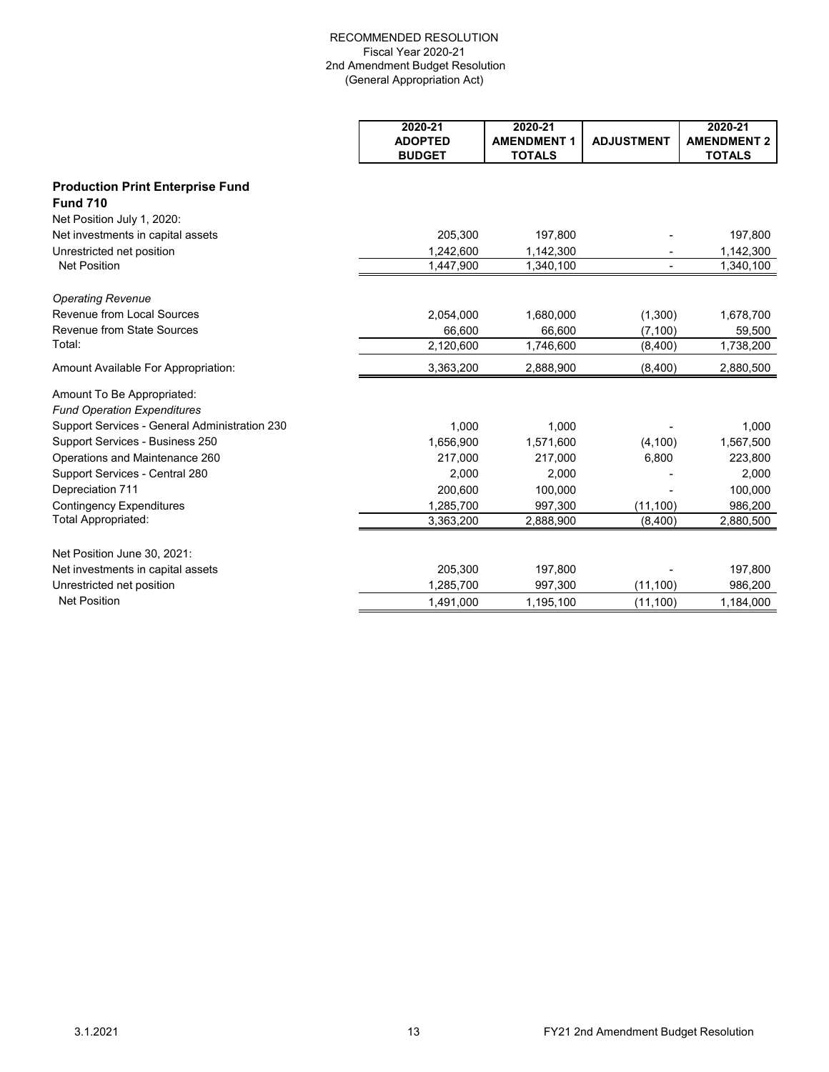RECOMMENDED RESOLUTION
Fiscal Year 2020-21
2nd Amendment Budget Resolution
(General Appropriation Act)

| | 2020-21 ADOPTED BUDGET | 2020-21 AMENDMENT 1 TOTALS | ADJUSTMENT | 2020-21 AMENDMENT 2 TOTALS |
|---|---|---|---|---|
| **Production Print Enterprise Fund** | | | | |
| **Fund 710** | | | | |
| Net Position July 1, 2020: | | | | |
| Net investments in capital assets | 205,300 | 197,800 | - | 197,800 |
| Unrestricted net position | 1,242,600 | 1,142,300 | - | 1,142,300 |
| Net Position | 1,447,900 | 1,340,100 | - | 1,340,100 |
| *Operating Revenue* | | | | |
| Revenue from Local Sources | 2,054,000 | 1,680,000 | (1,300) | 1,678,700 |
| Revenue from State Sources | 66,600 | 66,600 | (7,100) | 59,500 |
| Total: | 2,120,600 | 1,746,600 | (8,400) | 1,738,200 |
| Amount Available For Appropriation: | 3,363,200 | 2,888,900 | (8,400) | 2,880,500 |
| Amount To Be Appropriated: | | | | |
| *Fund Operation Expenditures* | | | | |
| Support Services - General Administration 230 | 1,000 | 1,000 | - | 1,000 |
| Support Services - Business 250 | 1,656,900 | 1,571,600 | (4,100) | 1,567,500 |
| Operations and Maintenance 260 | 217,000 | 217,000 | 6,800 | 223,800 |
| Support Services - Central 280 | 2,000 | 2,000 | - | 2,000 |
| Depreciation 711 | 200,600 | 100,000 | - | 100,000 |
| Contingency Expenditures | 1,285,700 | 997,300 | (11,100) | 986,200 |
| Total Appropriated: | 3,363,200 | 2,888,900 | (8,400) | 2,880,500 |
| Net Position June 30, 2021: | | | | |
| Net investments in capital assets | 205,300 | 197,800 | - | 197,800 |
| Unrestricted net position | 1,285,700 | 997,300 | (11,100) | 986,200 |
| Net Position | 1,491,000 | 1,195,100 | (11,100) | 1,184,000 |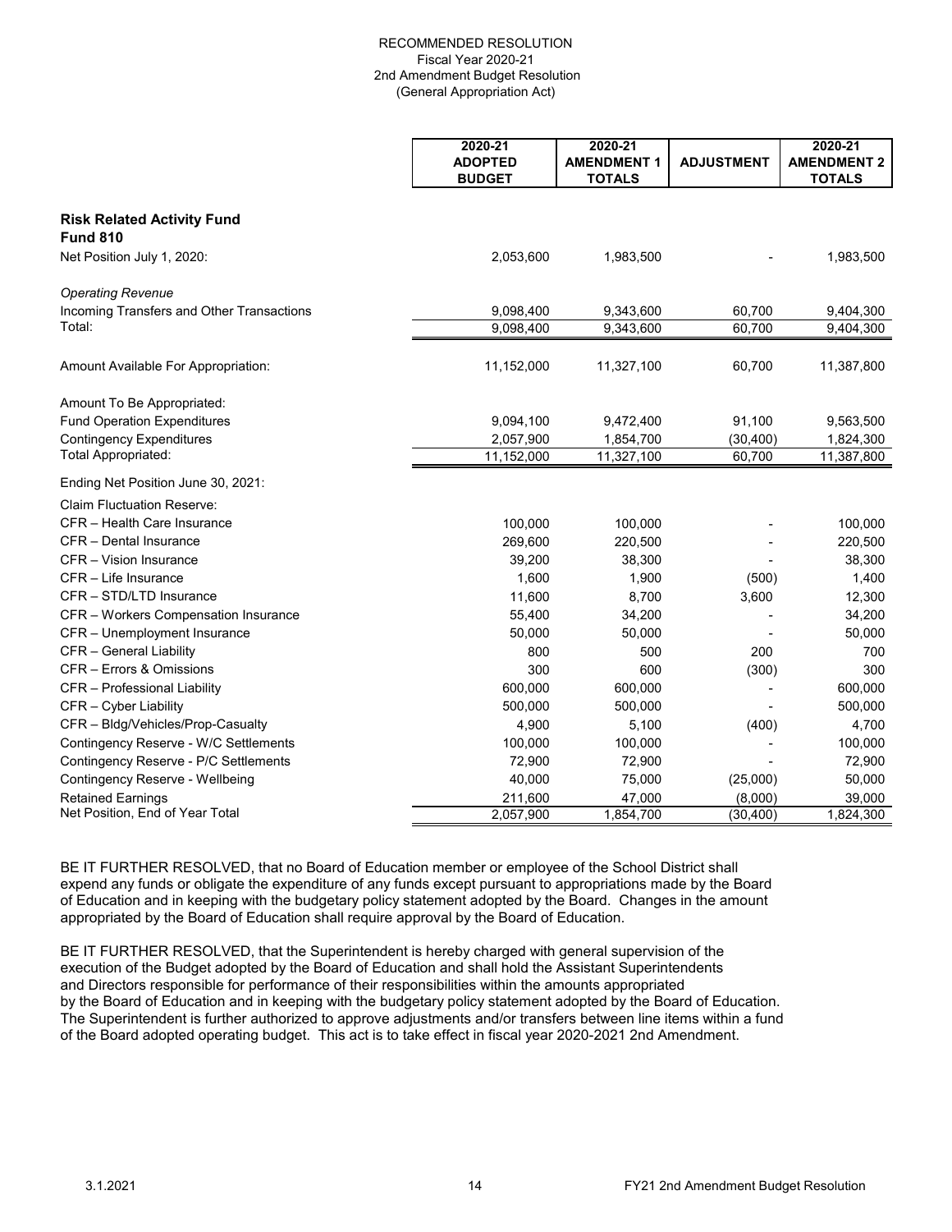RECOMMENDED RESOLUTION
Fiscal Year 2020-21
2nd Amendment Budget Resolution
(General Appropriation Act)

| | 2020-21 ADOPTED BUDGET | 2020-21 AMENDMENT 1 TOTALS | ADJUSTMENT | 2020-21 AMENDMENT 2 TOTALS |
|---|---|---|---|---|
| **Risk Related Activity Fund** | | | | |
| **Fund 810** | | | | |
| Net Position July 1, 2020: | 2,053,600 | 1,983,500 | - | 1,983,500 |
| *Operating Revenue* | | | | |
| Incoming Transfers and Other Transactions | 9,098,400 | 9,343,600 | 60,700 | 9,404,300 |
| Total: | 9,098,400 | 9,343,600 | 60,700 | 9,404,300 |
| Amount Available For Appropriation: | 11,152,000 | 11,327,100 | 60,700 | 11,387,800 |
| Amount To Be Appropriated: | | | | |
| Fund Operation Expenditures | 9,094,100 | 9,472,400 | 91,100 | 9,563,500 |
| Contingency Expenditures | 2,057,900 | 1,854,700 | (30,400) | 1,824,300 |
| Total Appropriated: | 11,152,000 | 11,327,100 | 60,700 | 11,387,800 |
| Ending Net Position June 30, 2021: | | | | |
| Claim Fluctuation Reserve: | | | | |
| CFR – Health Care Insurance | 100,000 | 100,000 | - | 100,000 |
| CFR – Dental Insurance | 269,600 | 220,500 | - | 220,500 |
| CFR – Vision Insurance | 39,200 | 38,300 | - | 38,300 |
| CFR – Life Insurance | 1,600 | 1,900 | (500) | 1,400 |
| CFR – STD/LTD Insurance | 11,600 | 8,700 | 3,600 | 12,300 |
| CFR – Workers Compensation Insurance | 55,400 | 34,200 | - | 34,200 |
| CFR – Unemployment Insurance | 50,000 | 50,000 | - | 50,000 |
| CFR – General Liability | 800 | 500 | 200 | 700 |
| CFR – Errors & Omissions | 300 | 600 | (300) | 300 |
| CFR – Professional Liability | 600,000 | 600,000 | - | 600,000 |
| CFR – Cyber Liability | 500,000 | 500,000 | - | 500,000 |
| CFR – Bldg/Vehicles/Prop-Casualty | 4,900 | 5,100 | (400) | 4,700 |
| Contingency Reserve - W/C Settlements | 100,000 | 100,000 | - | 100,000 |
| Contingency Reserve - P/C Settlements | 72,900 | 72,900 | - | 72,900 |
| Contingency Reserve - Wellbeing | 40,000 | 75,000 | (25,000) | 50,000 |
| Retained Earnings | 211,600 | 47,000 | (8,000) | 39,000 |
| Net Position, End of Year Total | 2,057,900 | 1,854,700 | (30,400) | 1,824,300 |

BE IT FURTHER RESOLVED, that no Board of Education member or employee of the School District shall expend any funds or obligate the expenditure of any funds except pursuant to appropriations made by the Board of Education and in keeping with the budgetary policy statement adopted by the Board. Changes in the amount appropriated by the Board of Education shall require approval by the Board of Education.

BE IT FURTHER RESOLVED, that the Superintendent is hereby charged with general supervision of the execution of the Budget adopted by the Board of Education and shall hold the Assistant Superintendents and Directors responsible for performance of their responsibilities within the amounts appropriated by the Board of Education and in keeping with the budgetary policy statement adopted by the Board of Education. The Superintendent is further authorized to approve adjustments and/or transfers between line items within a fund of the Board adopted operating budget. This act is to take effect in fiscal year 2020-2021 2nd Amendment.